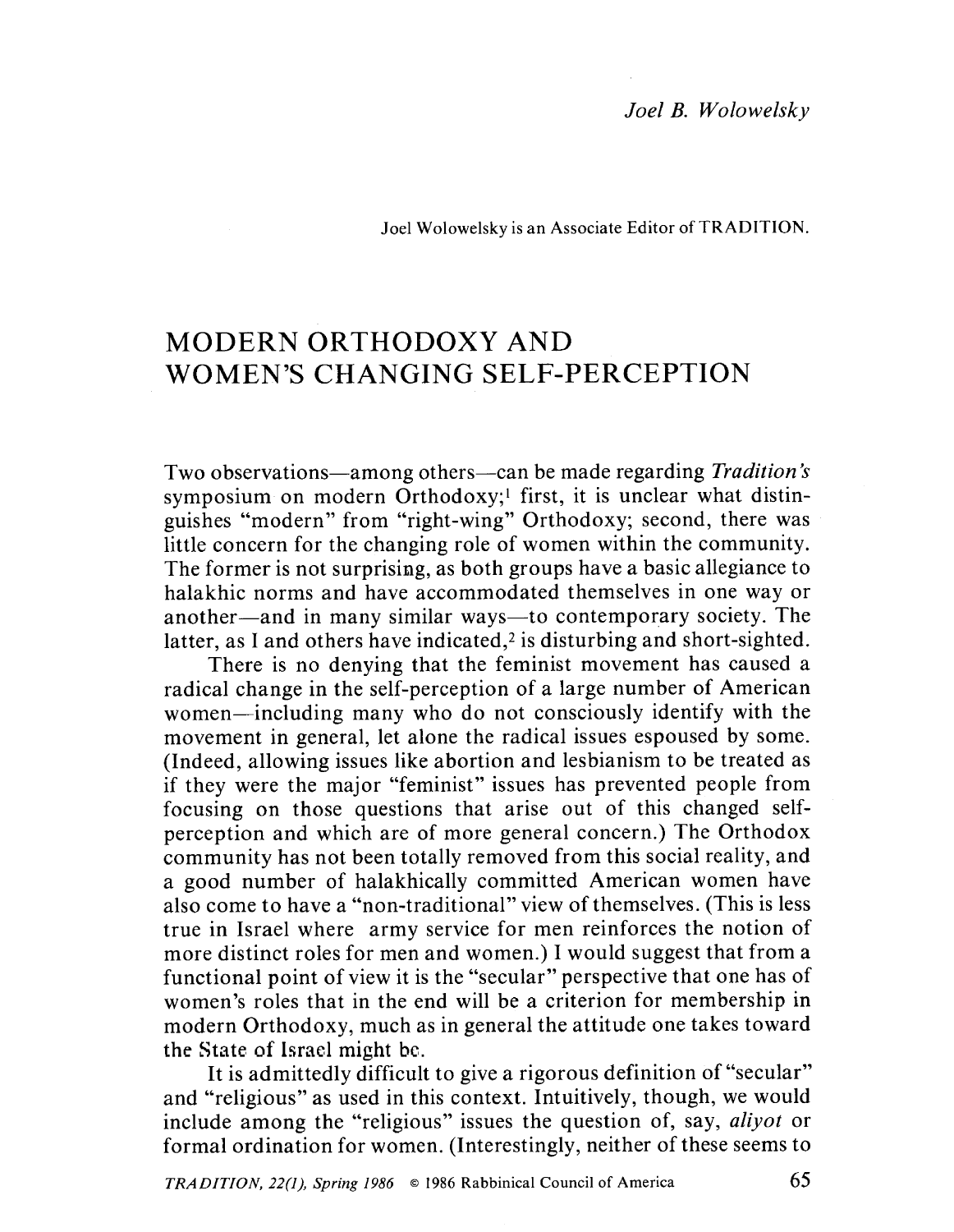*Joel B. Wolowelsky*

Joel Wolowelsky is an Associate Editor of TRADITION.

# MODERN ORTHODOXY AND WOMEN'S CHANGING SELF-PERCEPTION

Two observations—among others—can be made regarding *Tradition's* symposium on modern Orthodoxy;[1] first, it is unclear what distinguishes "modern" from "right-wing" Orthodoxy; second, there was little concern for the changing role of women within the community. The former is not surprising, as both groups have a basic allegiance to halakhic norms and have accommodated themselves in one way or another—and in many similar ways—to contemporary society. The latter, as I and others have indicated,[2] is disturbing and short-sighted.

There is no denying that the feminist movement has caused a radical change in the self-perception of a large number of American women—including many who do not consciously identify with the movement in general, let alone the radical issues espoused by some. (Indeed, allowing issues like abortion and lesbianism to be treated as if they were the major "feminist" issues has prevented people from focusing on those questions that arise out of this changed self-perception and which are of more general concern.) The Orthodox community has not been totally removed from this social reality, and a good number of halakhically committed American women have also come to have a "non-traditional" view of themselves. (This is less true in Israel where army service for men reinforces the notion of more distinct roles for men and women.) I would suggest that from a functional point of view it is the "secular" perspective that one has of women's roles that in the end will be a criterion for membership in modern Orthodoxy, much as in general the attitude one takes toward the State of Israel might be.

It is admittedly difficult to give a rigorous definition of "secular" and "religious" as used in this context. Intuitively, though, we would include among the "religious" issues the question of, say, *aliyot* or formal ordination for women. (Interestingly, neither of these seems to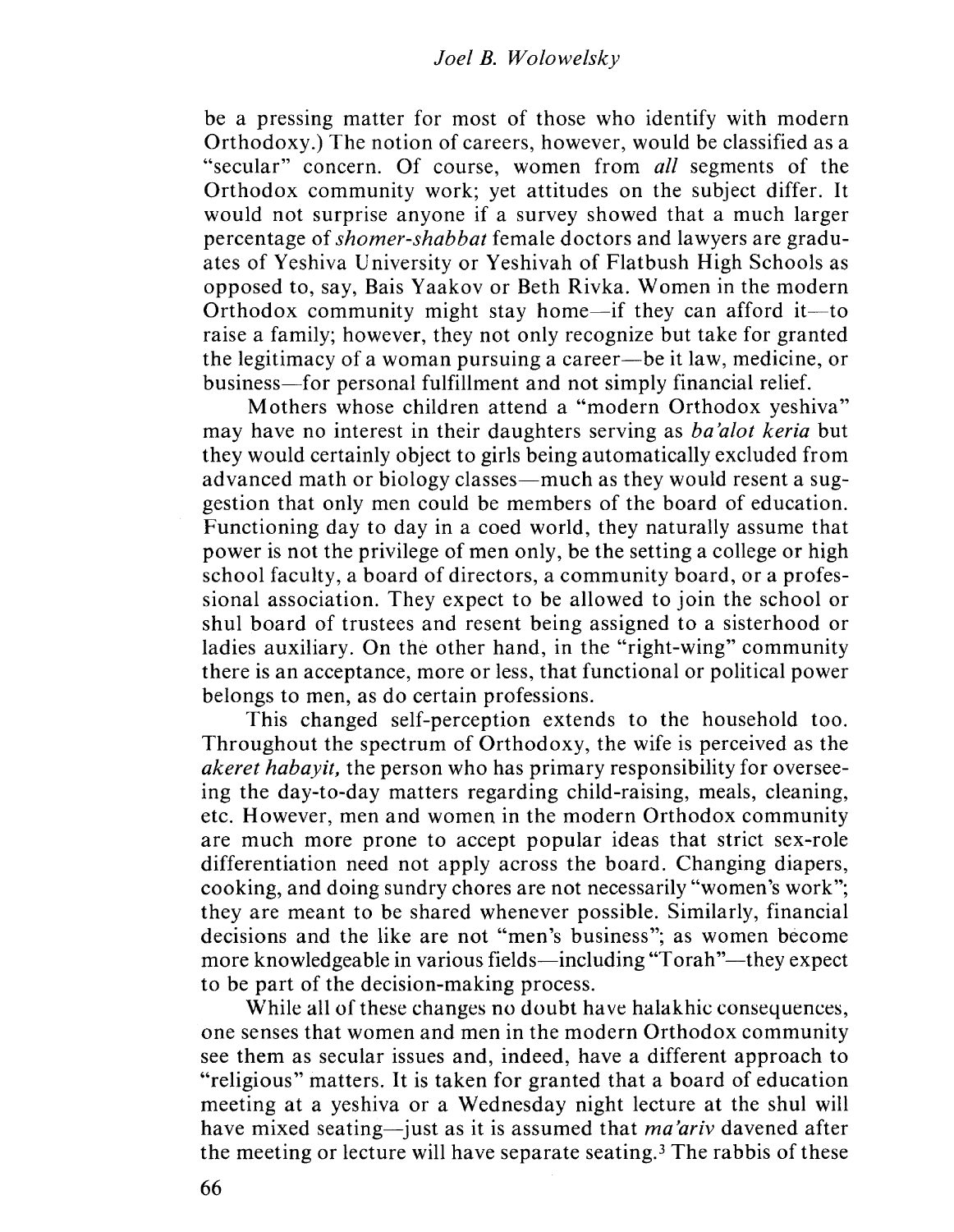be a pressing matter for most of those who identify with modern Orthodoxy.) The notion of careers, however, would be classified as a "secular" concern. Of course, women from *all* segments of the Orthodox community work; yet attitudes on the subject differ. It would not surprise anyone if a survey showed that a much larger percentage of *shomer-shabbat* female doctors and lawyers are graduates of Yeshiva University or Yeshivah of Flatbush High Schools as opposed to, say, Bais Yaakov or Beth Rivka. Women in the modern Orthodox community might stay home—if they can afford it—to raise a family; however, they not only recognize but take for granted the legitimacy of a woman pursuing a career—be it law, medicine, or business—for personal fulfillment and not simply financial relief.

Mothers whose children attend a "modern Orthodox yeshiva" may have no interest in their daughters serving as *ba'alot keria* but they would certainly object to girls being automatically excluded from advanced math or biology classes—much as they would resent a suggestion that only men could be members of the board of education. Functioning day to day in a coed world, they naturally assume that power is not the privilege of men only, be the setting a college or high school faculty, a board of directors, a community board, or a professional association. They expect to be allowed to join the school or shul board of trustees and resent being assigned to a sisterhood or ladies auxiliary. On the other hand, in the "right-wing" community there is an acceptance, more or less, that functional or political power belongs to men, as do certain professions.

This changed self-perception extends to the household too. Throughout the spectrum of Orthodoxy, the wife is perceived as the *akeret habayit,* the person who has primary responsibility for overseeing the day-to-day matters regarding child-raising, meals, cleaning, etc. However, men and women in the modern Orthodox community are much more prone to accept popular ideas that strict sex-role differentiation need not apply across the board. Changing diapers, cooking, and doing sundry chores are not necessarily "women's work"; they are meant to be shared whenever possible. Similarly, financial decisions and the like are not "men's business"; as women become more knowledgeable in various fields—including "Torah"—they expect to be part of the decision-making process.

While all of these changes no doubt have halakhic consequences, one senses that women and men in the modern Orthodox community see them as secular issues and, indeed, have a different approach to "religious" matters. It is taken for granted that a board of education meeting at a yeshiva or a Wednesday night lecture at the shul will have mixed seating—just as it is assumed that *ma'ariv* davened after the meeting or lecture will have separate seating.[3] The rabbis of these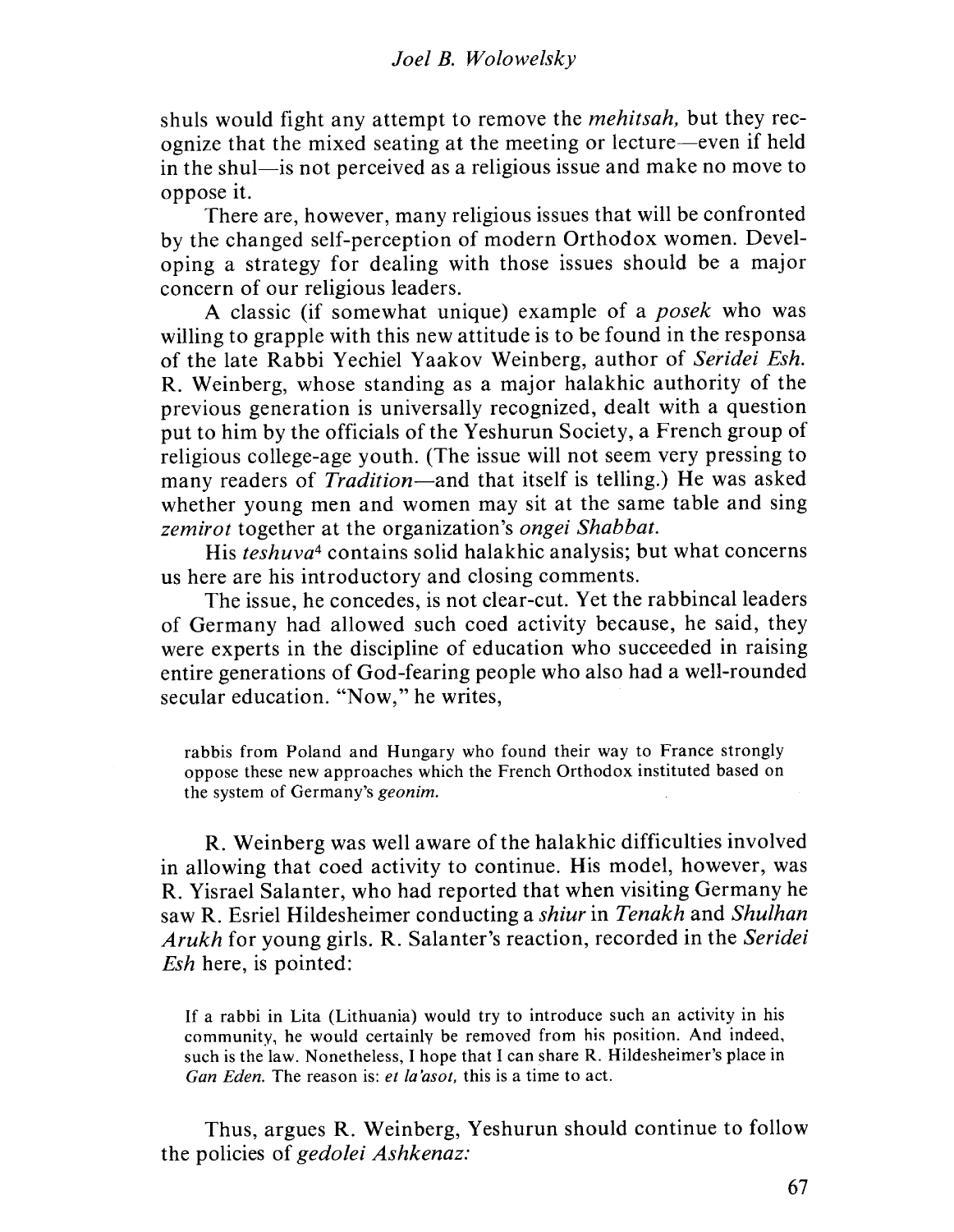shuls would fight any attempt to remove the *mehitsah,* but they recognize that the mixed seating at the meeting or lecture—even if held in the shul—is not perceived as a religious issue and make no move to oppose it.

There are, however, many religious issues that will be confronted by the changed self-perception of modern Orthodox women. Developing a strategy for dealing with those issues should be a major concern of our religious leaders.

A classic (if somewhat unique) example of a *posek* who was willing to grapple with this new attitude is to be found in the responsa of the late Rabbi Yechiel Yaakov Weinberg, author of *Seridei Esh.* R. Weinberg, whose standing as a major halakhic authority of the previous generation is universally recognized, dealt with a question put to him by the officials of the Yeshurun Society, a French group of religious college-age youth. (The issue will not seem very pressing to many readers of *Tradition*—and that itself is telling.) He was asked whether young men and women may sit at the same table and sing *zemirot* together at the organization's *ongei Shabbat.*

His *teshuva*[4] contains solid halakhic analysis; but what concerns us here are his introductory and closing comments.

The issue, he concedes, is not clear-cut. Yet the rabbincal leaders of Germany had allowed such coed activity because, he said, they were experts in the discipline of education who succeeded in raising entire generations of God-fearing people who also had a well-rounded secular education. "Now," he writes,

> rabbis from Poland and Hungary who found their way to France strongly oppose these new approaches which the French Orthodox instituted based on the system of Germany's *geonim.*

R. Weinberg was well aware of the halakhic difficulties involved in allowing that coed activity to continue. His model, however, was R. Yisrael Salanter, who had reported that when visiting Germany he saw R. Esriel Hildesheimer conducting a *shiur* in *Tenakh* and *Shulhan Arukh* for young girls. R. Salanter's reaction, recorded in the *Seridei Esh* here, is pointed:

> If a rabbi in Lita (Lithuania) would try to introduce such an activity in his community, he would certainly be removed from his position. And indeed, such is the law. Nonetheless, I hope that I can share R. Hildesheimer's place in *Gan Eden.* The reason is: *et la'asot,* this is a time to act.

Thus, argues R. Weinberg, Yeshurun should continue to follow the policies of *gedolei Ashkenaz:*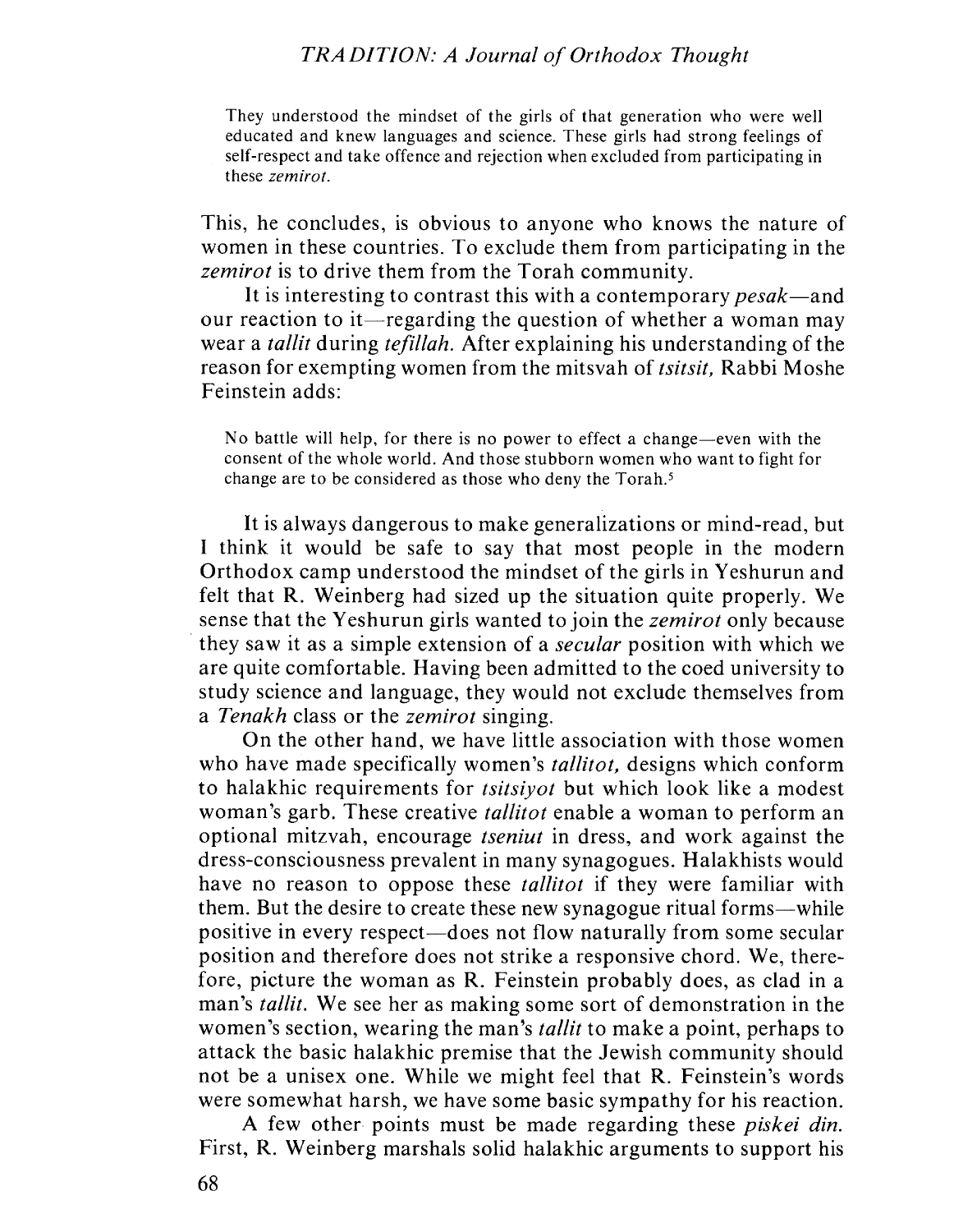> They understood the mindset of the girls of that generation who were well educated and knew languages and science. These girls had strong feelings of self-respect and take offence and rejection when excluded from participating in these *zemirot*.

This, he concludes, is obvious to anyone who knows the nature of women in these countries. To exclude them from participating in the *zemirot* is to drive them from the Torah community.

It is interesting to contrast this with a contemporary *pesak*—and our reaction to it—regarding the question of whether a woman may wear a *tallit* during *tefillah*. After explaining his understanding of the reason for exempting women from the mitsvah of *tsitsit*, Rabbi Moshe Feinstein adds:

> No battle will help, for there is no power to effect a change—even with the consent of the whole world. And those stubborn women who want to fight for change are to be considered as those who deny the Torah.[5]

It is always dangerous to make generalizations or mind-read, but I think it would be safe to say that most people in the modern Orthodox camp understood the mindset of the girls in Yeshurun and felt that R. Weinberg had sized up the situation quite properly. We sense that the Yeshurun girls wanted to join the *zemirot* only because they saw it as a simple extension of a *secular* position with which we are quite comfortable. Having been admitted to the coed university to study science and language, they would not exclude themselves from a *Tenakh* class or the *zemirot* singing.

On the other hand, we have little association with those women who have made specifically women's *tallitot*, designs which conform to halakhic requirements for *tsitsiyot* but which look like a modest woman's garb. These creative *tallitot* enable a woman to perform an optional mitzvah, encourage *tseniut* in dress, and work against the dress-consciousness prevalent in many synagogues. Halakhists would have no reason to oppose these *tallitot* if they were familiar with them. But the desire to create these new synagogue ritual forms—while positive in every respect—does not flow naturally from some secular position and therefore does not strike a responsive chord. We, therefore, picture the woman as R. Feinstein probably does, as clad in a man's *tallit*. We see her as making some sort of demonstration in the women's section, wearing the man's *tallit* to make a point, perhaps to attack the basic halakhic premise that the Jewish community should not be a unisex one. While we might feel that R. Feinstein's words were somewhat harsh, we have some basic sympathy for his reaction.

A few other points must be made regarding these *piskei din*. First, R. Weinberg marshals solid halakhic arguments to support his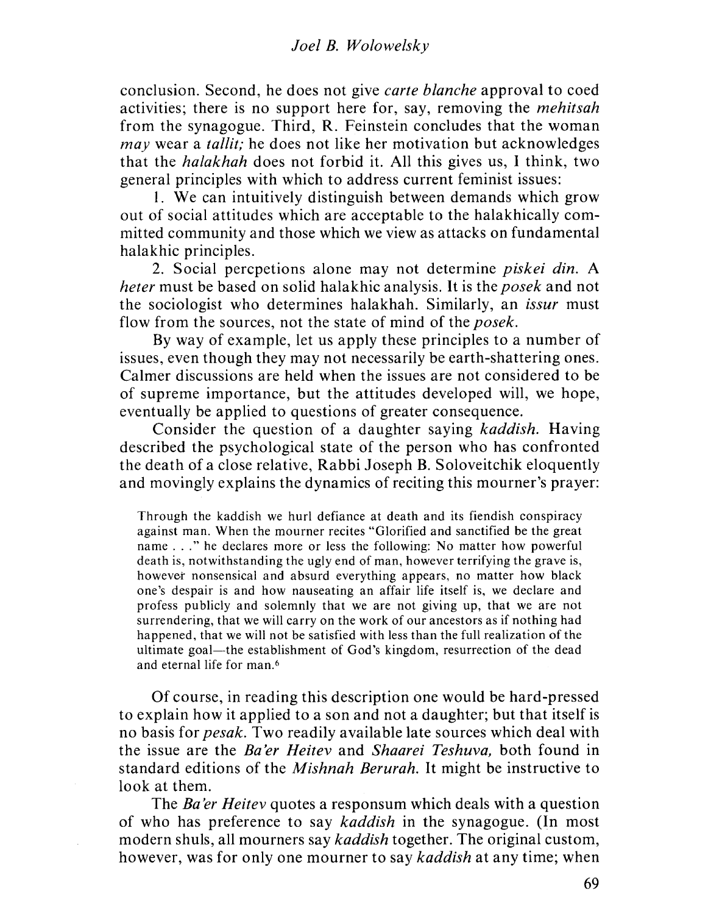conclusion. Second, he does not give *carte blanche* approval to coed activities; there is no support here for, say, removing the *mehitsah* from the synagogue. Third, R. Feinstein concludes that the woman *may* wear a *tallit;* he does not like her motivation but acknowledges that the *halakhah* does not forbid it. All this gives us, I think, two general principles with which to address current feminist issues:

1. We can intuitively distinguish between demands which grow out of social attitudes which are acceptable to the halakhically committed community and those which we view as attacks on fundamental halakhic principles.

2. Social percpetions alone may not determine *piskei din.* A *heter* must be based on solid halakhic analysis. It is the *posek* and not the sociologist who determines halakhah. Similarly, an *issur* must flow from the sources, not the state of mind of the *posek.*

By way of example, let us apply these principles to a number of issues, even though they may not necessarily be earth-shattering ones. Calmer discussions are held when the issues are not considered to be of supreme importance, but the attitudes developed will, we hope, eventually be applied to questions of greater consequence.

Consider the question of a daughter saying *kaddish.* Having described the psychological state of the person who has confronted the death of a close relative, Rabbi Joseph B. Soloveitchik eloquently and movingly explains the dynamics of reciting this mourner's prayer:

> Through the kaddish we hurl defiance at death and its fiendish conspiracy against man. When the mourner recites "Glorified and sanctified be the great name . . ." he declares more or less the following: No matter how powerful death is, notwithstanding the ugly end of man, however terrifying the grave is, however nonsensical and absurd everything appears, no matter how black one's despair is and how nauseating an affair life itself is, we declare and profess publicly and solemnly that we are not giving up, that we are not surrendering, that we will carry on the work of our ancestors as if nothing had happened, that we will not be satisfied with less than the full realization of the ultimate goal—the establishment of God's kingdom, resurrection of the dead and eternal life for man.[6]

Of course, in reading this description one would be hard-pressed to explain how it applied to a son and not a daughter; but that itself is no basis for *pesak.* Two readily available late sources which deal with the issue are the *Ba'er Heitev* and *Shaarei Teshuva,* both found in standard editions of the *Mishnah Berurah.* It might be instructive to look at them.

The *Ba'er Heitev* quotes a responsum which deals with a question of who has preference to say *kaddish* in the synagogue. (In most modern shuls, all mourners say *kaddish* together. The original custom, however, was for only one mourner to say *kaddish* at any time; when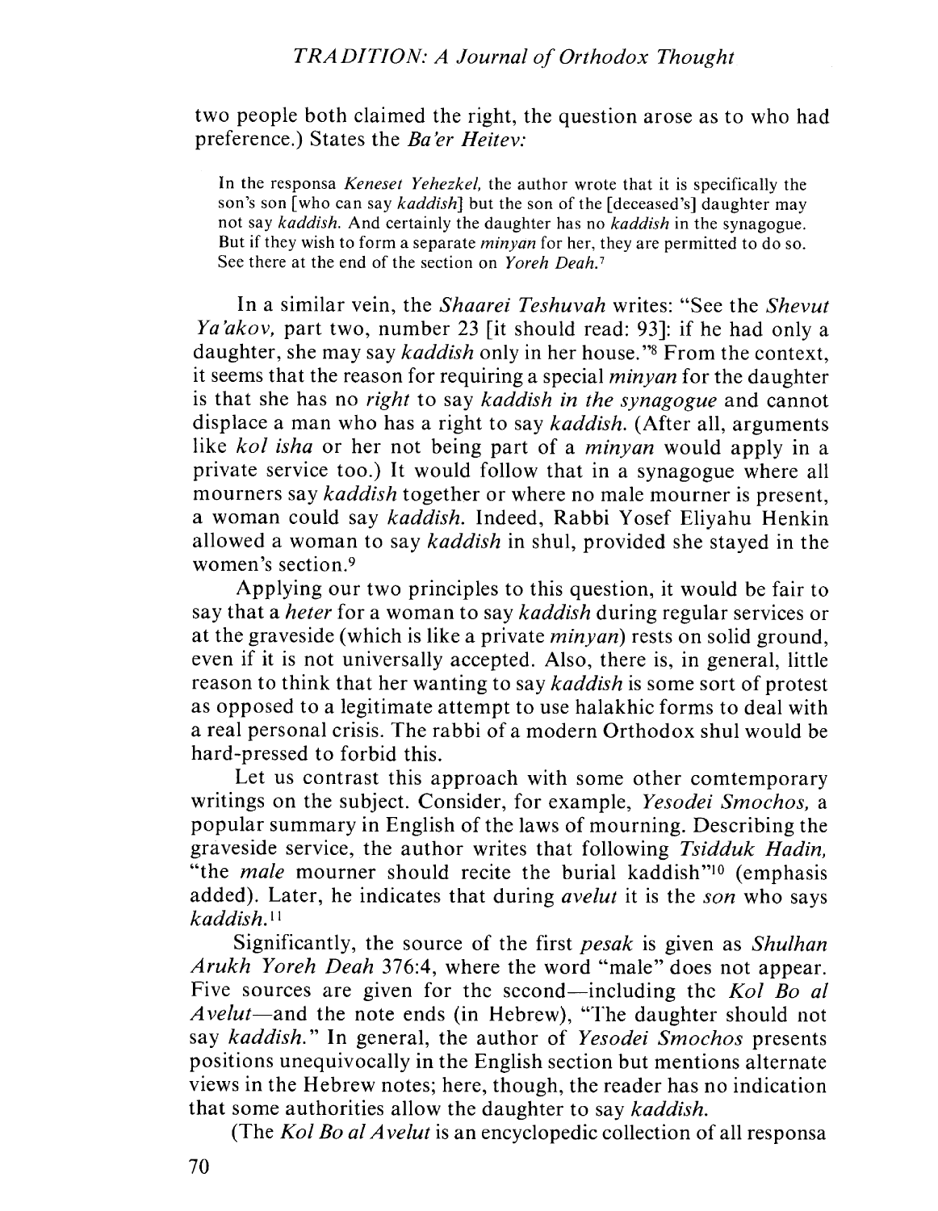two people both claimed the right, the question arose as to who had preference.) States the *Ba'er Heitev:*

> In the responsa *Keneset Yehezkel,* the author wrote that it is specifically the son's son [who can say *kaddish*] but the son of the [deceased's] daughter may not say *kaddish.* And certainly the daughter has no *kaddish* in the synagogue. But if they wish to form a separate *minyan* for her, they are permitted to do so. See there at the end of the section on *Yoreh Deah.*[7]

In a similar vein, the *Shaarei Teshuvah* writes: "See the *Shevut Ya'akov,* part two, number 23 [it should read: 93]: if he had only a daughter, she may say *kaddish* only in her house."[8] From the context, it seems that the reason for requiring a special *minyan* for the daughter is that she has no *right* to say *kaddish in the synagogue* and cannot displace a man who has a right to say *kaddish.* (After all, arguments like *kol isha* or her not being part of a *minyan* would apply in a private service too.) It would follow that in a synagogue where all mourners say *kaddish* together or where no male mourner is present, a woman could say *kaddish.* Indeed, Rabbi Yosef Eliyahu Henkin allowed a woman to say *kaddish* in shul, provided she stayed in the women's section.[9]

Applying our two principles to this question, it would be fair to say that a *heter* for a woman to say *kaddish* during regular services or at the graveside (which is like a private *minyan*) rests on solid ground, even if it is not universally accepted. Also, there is, in general, little reason to think that her wanting to say *kaddish* is some sort of protest as opposed to a legitimate attempt to use halakhic forms to deal with a real personal crisis. The rabbi of a modern Orthodox shul would be hard-pressed to forbid this.

Let us contrast this approach with some other comtemporary writings on the subject. Consider, for example, *Yesodei Smochos,* a popular summary in English of the laws of mourning. Describing the graveside service, the author writes that following *Tsidduk Hadin,* "the *male* mourner should recite the burial kaddish"[10] (emphasis added). Later, he indicates that during *avelut* it is the *son* who says *kaddish.*[11]

Significantly, the source of the first *pesak* is given as *Shulhan Arukh Yoreh Deah* 376:4, where the word "male" does not appear. Five sources are given for the second—including the *Kol Bo al Avelut*—and the note ends (in Hebrew), "The daughter should not say *kaddish.*" In general, the author of *Yesodei Smochos* presents positions unequivocally in the English section but mentions alternate views in the Hebrew notes; here, though, the reader has no indication that some authorities allow the daughter to say *kaddish.*

(The *Kol Bo al Avelut* is an encyclopedic collection of all responsa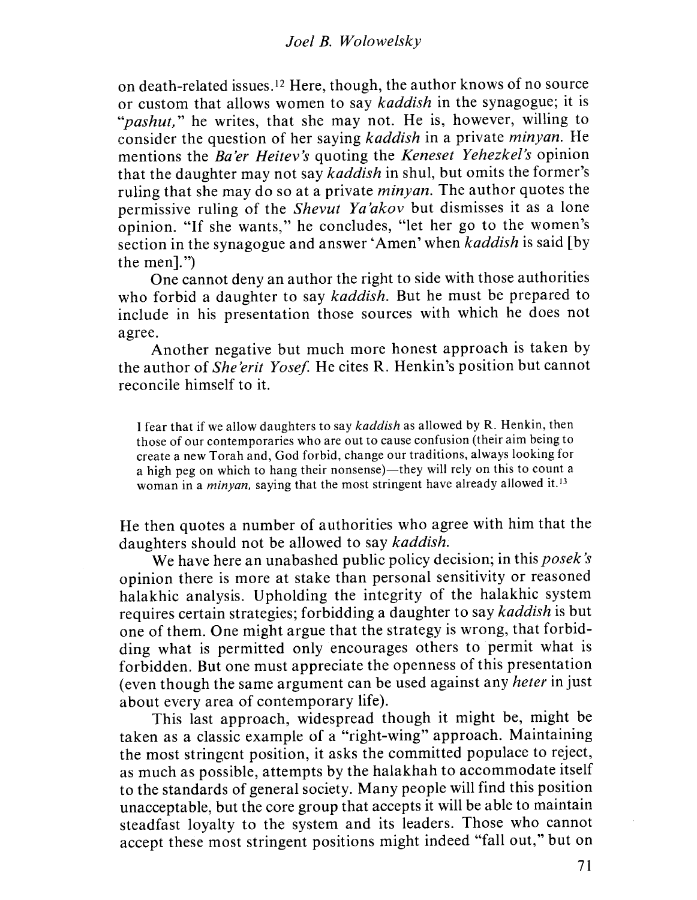on death-related issues.[12] Here, though, the author knows of no source or custom that allows women to say *kaddish* in the synagogue; it is "*pashut,*" he writes, that she may not. He is, however, willing to consider the question of her saying *kaddish* in a private *minyan.* He mentions the *Ba'er Heitev's* quoting the *Keneset Yehezkel's* opinion that the daughter may not say *kaddish* in shul, but omits the former's ruling that she may do so at a private *minyan.* The author quotes the permissive ruling of the *Shevut Ya'akov* but dismisses it as a lone opinion. "If she wants," he concludes, "let her go to the women's section in the synagogue and answer 'Amen' when *kaddish* is said [by the men].")

One cannot deny an author the right to side with those authorities who forbid a daughter to say *kaddish.* But he must be prepared to include in his presentation those sources with which he does not agree.

Another negative but much more honest approach is taken by the author of *She'erit Yosef.* He cites R. Henkin's position but cannot reconcile himself to it.

> I fear that if we allow daughters to say *kaddish* as allowed by R. Henkin, then those of our contemporaries who are out to cause confusion (their aim being to create a new Torah and, God forbid, change our traditions, always looking for a high peg on which to hang their nonsense)—they will rely on this to count a woman in a *minyan,* saying that the most stringent have already allowed it.[13]

He then quotes a number of authorities who agree with him that the daughters should not be allowed to say *kaddish.*

We have here an unabashed public policy decision; in this *posek's* opinion there is more at stake than personal sensitivity or reasoned halakhic analysis. Upholding the integrity of the halakhic system requires certain strategies; forbidding a daughter to say *kaddish* is but one of them. One might argue that the strategy is wrong, that forbidding what is permitted only encourages others to permit what is forbidden. But one must appreciate the openness of this presentation (even though the same argument can be used against any *heter* in just about every area of contemporary life).

This last approach, widespread though it might be, might be taken as a classic example of a "right-wing" approach. Maintaining the most stringent position, it asks the committed populace to reject, as much as possible, attempts by the halakhah to accommodate itself to the standards of general society. Many people will find this position unacceptable, but the core group that accepts it will be able to maintain steadfast loyalty to the system and its leaders. Those who cannot accept these most stringent positions might indeed "fall out," but on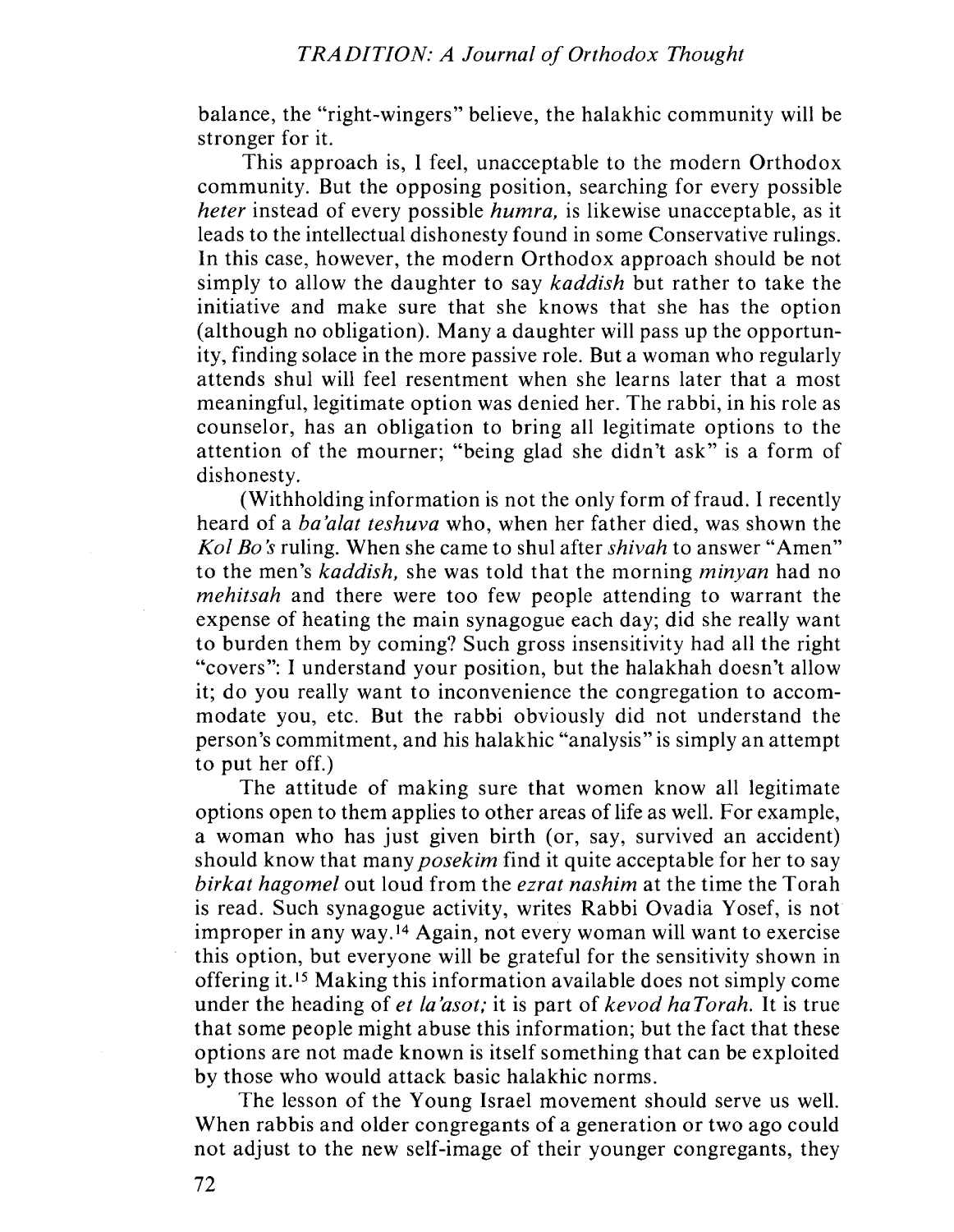balance, the "right-wingers" believe, the halakhic community will be stronger for it.

This approach is, I feel, unacceptable to the modern Orthodox community. But the opposing position, searching for every possible *heter* instead of every possible *humra*, is likewise unacceptable, as it leads to the intellectual dishonesty found in some Conservative rulings. In this case, however, the modern Orthodox approach should be not simply to allow the daughter to say *kaddish* but rather to take the initiative and make sure that she knows that she has the option (although no obligation). Many a daughter will pass up the opportunity, finding solace in the more passive role. But a woman who regularly attends shul will feel resentment when she learns later that a most meaningful, legitimate option was denied her. The rabbi, in his role as counselor, has an obligation to bring all legitimate options to the attention of the mourner; "being glad she didn't ask" is a form of dishonesty.

(Withholding information is not the only form of fraud. I recently heard of a *ba'alat teshuva* who, when her father died, was shown the *Kol Bo's* ruling. When she came to shul after *shivah* to answer "Amen" to the men's *kaddish*, she was told that the morning *minyan* had no *mehitsah* and there were too few people attending to warrant the expense of heating the main synagogue each day; did she really want to burden them by coming? Such gross insensitivity had all the right "covers": I understand your position, but the halakhah doesn't allow it; do you really want to inconvenience the congregation to accommodate you, etc. But the rabbi obviously did not understand the person's commitment, and his halakhic "analysis" is simply an attempt to put her off.)

The attitude of making sure that women know all legitimate options open to them applies to other areas of life as well. For example, a woman who has just given birth (or, say, survived an accident) should know that many *posekim* find it quite acceptable for her to say *birkat hagomel* out loud from the *ezrat nashim* at the time the Torah is read. Such synagogue activity, writes Rabbi Ovadia Yosef, is not improper in any way.[14] Again, not every woman will want to exercise this option, but everyone will be grateful for the sensitivity shown in offering it.[15] Making this information available does not simply come under the heading of *et la'asot;* it is part of *kevod haTorah.* It is true that some people might abuse this information; but the fact that these options are not made known is itself something that can be exploited by those who would attack basic halakhic norms.

The lesson of the Young Israel movement should serve us well. When rabbis and older congregants of a generation or two ago could not adjust to the new self-image of their younger congregants, they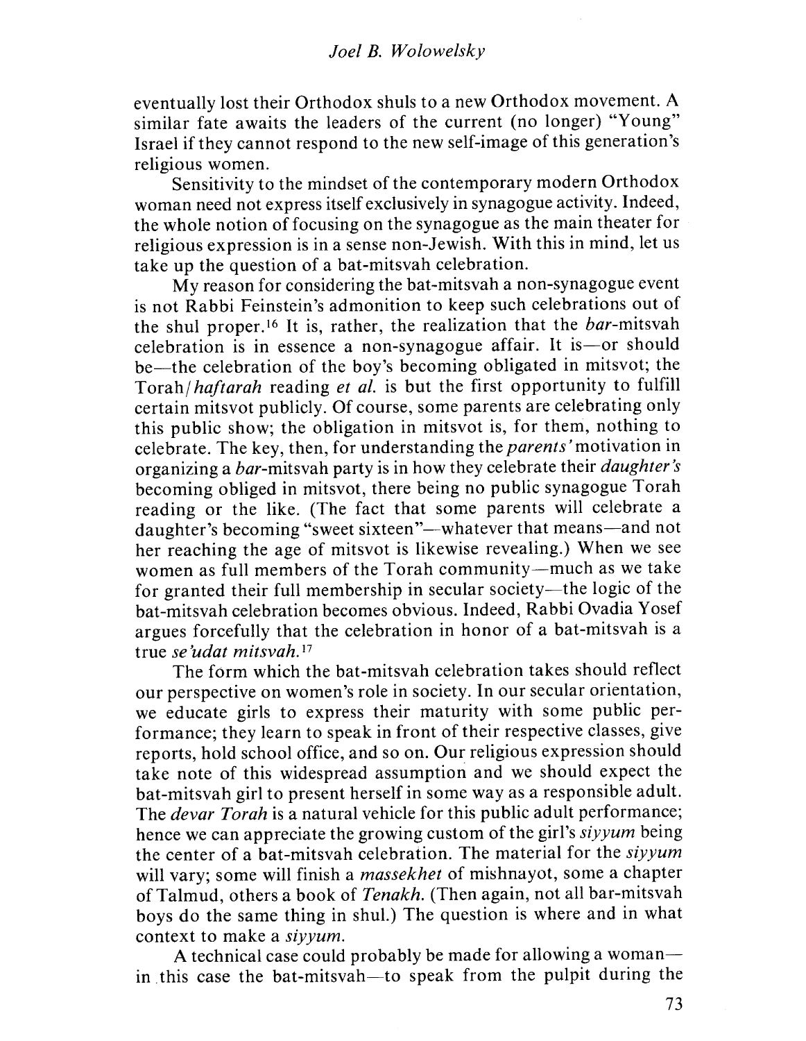eventually lost their Orthodox shuls to a new Orthodox movement. A similar fate awaits the leaders of the current (no longer) "Young" Israel if they cannot respond to the new self-image of this generation's religious women.

Sensitivity to the mindset of the contemporary modern Orthodox woman need not express itself exclusively in synagogue activity. Indeed, the whole notion of focusing on the synagogue as the main theater for religious expression is in a sense non-Jewish. With this in mind, let us take up the question of a bat-mitsvah celebration.

My reason for considering the bat-mitsvah a non-synagogue event is not Rabbi Feinstein's admonition to keep such celebrations out of the shul proper.[16] It is, rather, the realization that the *bar*-mitsvah celebration is in essence a non-synagogue affair. It is—or should be—the celebration of the boy's becoming obligated in mitsvot; the Torah/*haftarah* reading *et al.* is but the first opportunity to fulfill certain mitsvot publicly. Of course, some parents are celebrating only this public show; the obligation in mitsvot is, for them, nothing to celebrate. The key, then, for understanding the *parents'* motivation in organizing a *bar*-mitsvah party is in how they celebrate their *daughter's* becoming obliged in mitsvot, there being no public synagogue Torah reading or the like. (The fact that some parents will celebrate a daughter's becoming "sweet sixteen"—whatever that means—and not her reaching the age of mitsvot is likewise revealing.) When we see women as full members of the Torah community—much as we take for granted their full membership in secular society—the logic of the bat-mitsvah celebration becomes obvious. Indeed, Rabbi Ovadia Yosef argues forcefully that the celebration in honor of a bat-mitsvah is a true *se'udat mitsvah.*[17]

The form which the bat-mitsvah celebration takes should reflect our perspective on women's role in society. In our secular orientation, we educate girls to express their maturity with some public performance; they learn to speak in front of their respective classes, give reports, hold school office, and so on. Our religious expression should take note of this widespread assumption and we should expect the bat-mitsvah girl to present herself in some way as a responsible adult. The *devar Torah* is a natural vehicle for this public adult performance; hence we can appreciate the growing custom of the girl's *siyyum* being the center of a bat-mitsvah celebration. The material for the *siyyum* will vary; some will finish a *massekhet* of mishnayot, some a chapter of Talmud, others a book of *Tenakh*. (Then again, not all bar-mitsvah boys do the same thing in shul.) The question is where and in what context to make a *siyyum*.

A technical case could probably be made for allowing a woman—in this case the bat-mitsvah—to speak from the pulpit during the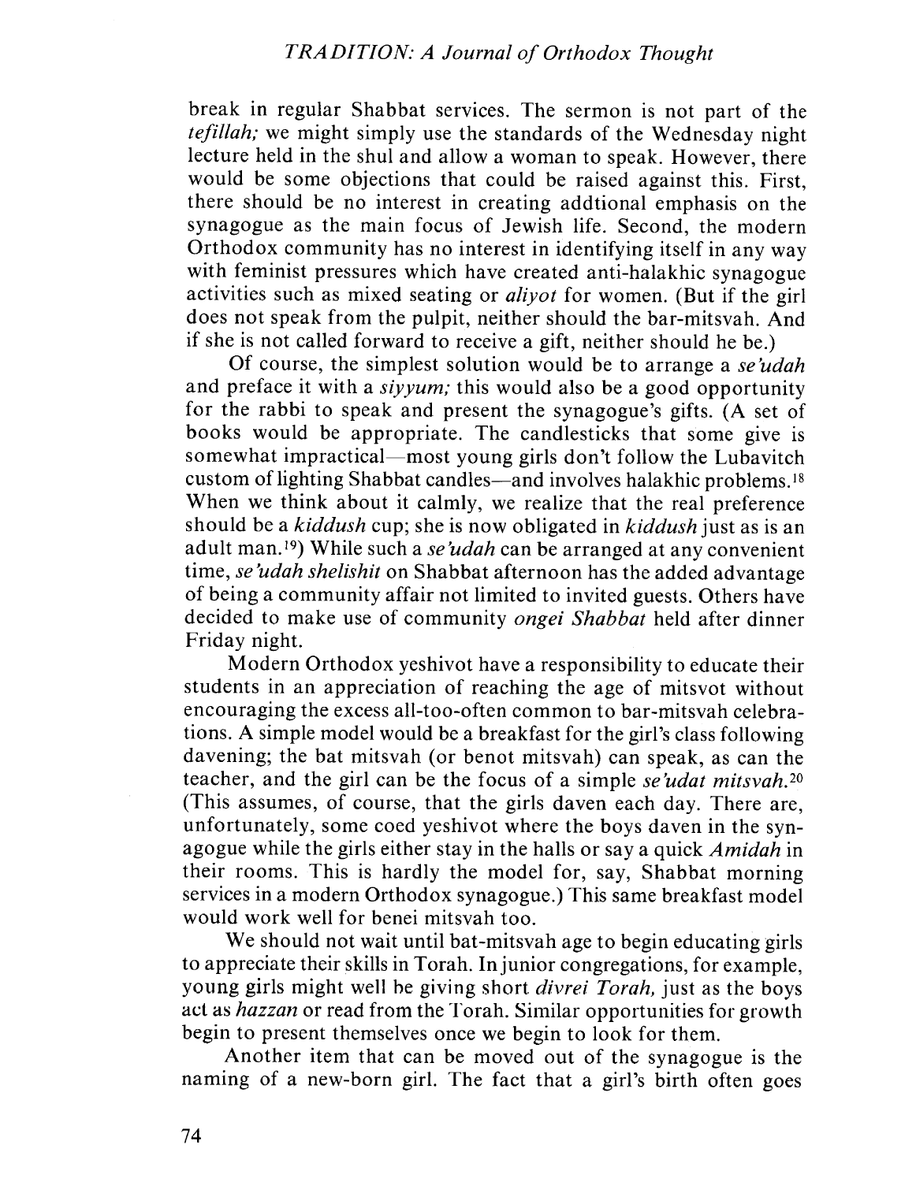break in regular Shabbat services. The sermon is not part of the *tefillah;* we might simply use the standards of the Wednesday night lecture held in the shul and allow a woman to speak. However, there would be some objections that could be raised against this. First, there should be no interest in creating addtional emphasis on the synagogue as the main focus of Jewish life. Second, the modern Orthodox community has no interest in identifying itself in any way with feminist pressures which have created anti-halakhic synagogue activities such as mixed seating or *aliyot* for women. (But if the girl does not speak from the pulpit, neither should the bar-mitsvah. And if she is not called forward to receive a gift, neither should he be.)

Of course, the simplest solution would be to arrange a *se'udah* and preface it with a *siyyum;* this would also be a good opportunity for the rabbi to speak and present the synagogue's gifts. (A set of books would be appropriate. The candlesticks that some give is somewhat impractical—most young girls don't follow the Lubavitch custom of lighting Shabbat candles—and involves halakhic problems.[18] When we think about it calmly, we realize that the real preference should be a *kiddush* cup; she is now obligated in *kiddush* just as is an adult man.[19]) While such a *se'udah* can be arranged at any convenient time, *se'udah shelishit* on Shabbat afternoon has the added advantage of being a community affair not limited to invited guests. Others have decided to make use of community *ongei Shabbat* held after dinner Friday night.

Modern Orthodox yeshivot have a responsibility to educate their students in an appreciation of reaching the age of mitsvot without encouraging the excess all-too-often common to bar-mitsvah celebrations. A simple model would be a breakfast for the girl's class following davening; the bat mitsvah (or benot mitsvah) can speak, as can the teacher, and the girl can be the focus of a simple *se'udat mitsvah.*[20] (This assumes, of course, that the girls daven each day. There are, unfortunately, some coed yeshivot where the boys daven in the synagogue while the girls either stay in the halls or say a quick *Amidah* in their rooms. This is hardly the model for, say, Shabbat morning services in a modern Orthodox synagogue.) This same breakfast model would work well for benei mitsvah too.

We should not wait until bat-mitsvah age to begin educating girls to appreciate their skills in Torah. In junior congregations, for example, young girls might well be giving short *divrei Torah,* just as the boys act as *hazzan* or read from the Torah. Similar opportunities for growth begin to present themselves once we begin to look for them.

Another item that can be moved out of the synagogue is the naming of a new-born girl. The fact that a girl's birth often goes